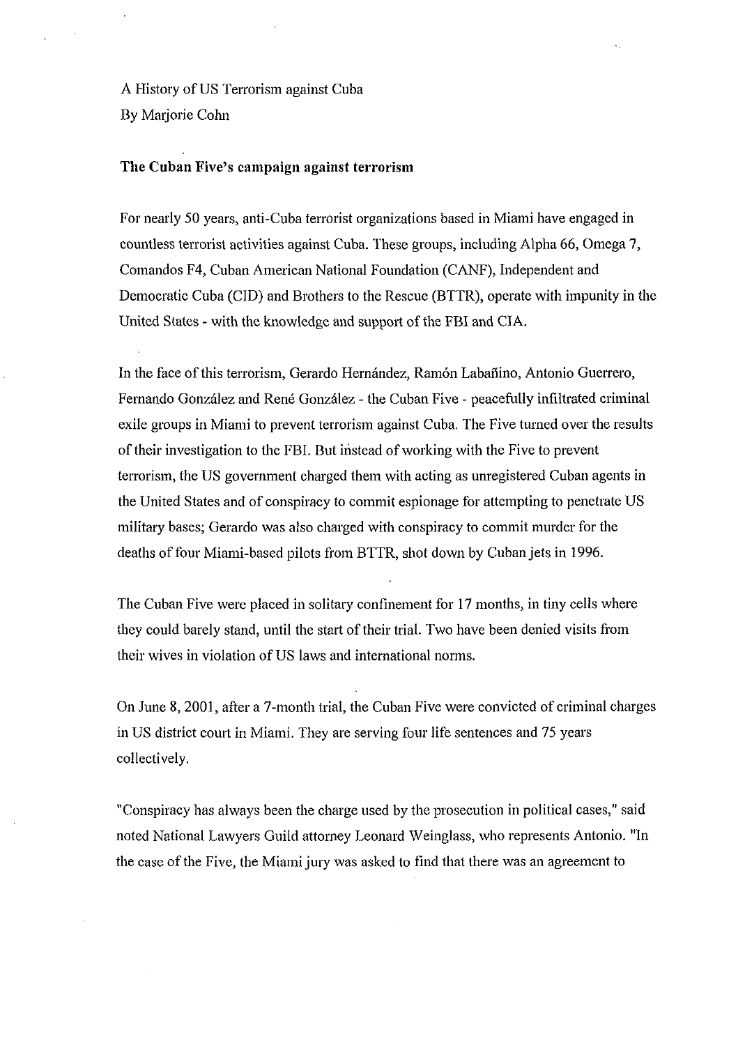A History of US Terrorism against Cuba
By Marjorie Cohn

**The Cuban Five's campaign against terrorism**

For nearly 50 years, anti-Cuba terrorist organizations based in Miami have engaged in countless terrorist activities against Cuba. These groups, including Alpha 66, Omega 7, Comandos F4, Cuban American National Foundation (CANF), Independent and Democratic Cuba (CID) and Brothers to the Rescue (BTTR), operate with impunity in the United States - with the knowledge and support of the FBI and CIA.

In the face of this terrorism, Gerardo Hernández, Ramón Labañino, Antonio Guerrero, Fernando González and René González - the Cuban Five - peacefully infiltrated criminal exile groups in Miami to prevent terrorism against Cuba. The Five turned over the results of their investigation to the FBI. But instead of working with the Five to prevent terrorism, the US government charged them with acting as unregistered Cuban agents in the United States and of conspiracy to commit espionage for attempting to penetrate US military bases; Gerardo was also charged with conspiracy to commit murder for the deaths of four Miami-based pilots from BTTR, shot down by Cuban jets in 1996.

The Cuban Five were placed in solitary confinement for 17 months, in tiny cells where they could barely stand, until the start of their trial. Two have been denied visits from their wives in violation of US laws and international norms.

On June 8, 2001, after a 7-month trial, the Cuban Five were convicted of criminal charges in US district court in Miami. They are serving four life sentences and 75 years collectively.

"Conspiracy has always been the charge used by the prosecution in political cases," said noted National Lawyers Guild attorney Leonard Weinglass, who represents Antonio. "In the case of the Five, the Miami jury was asked to find that there was an agreement to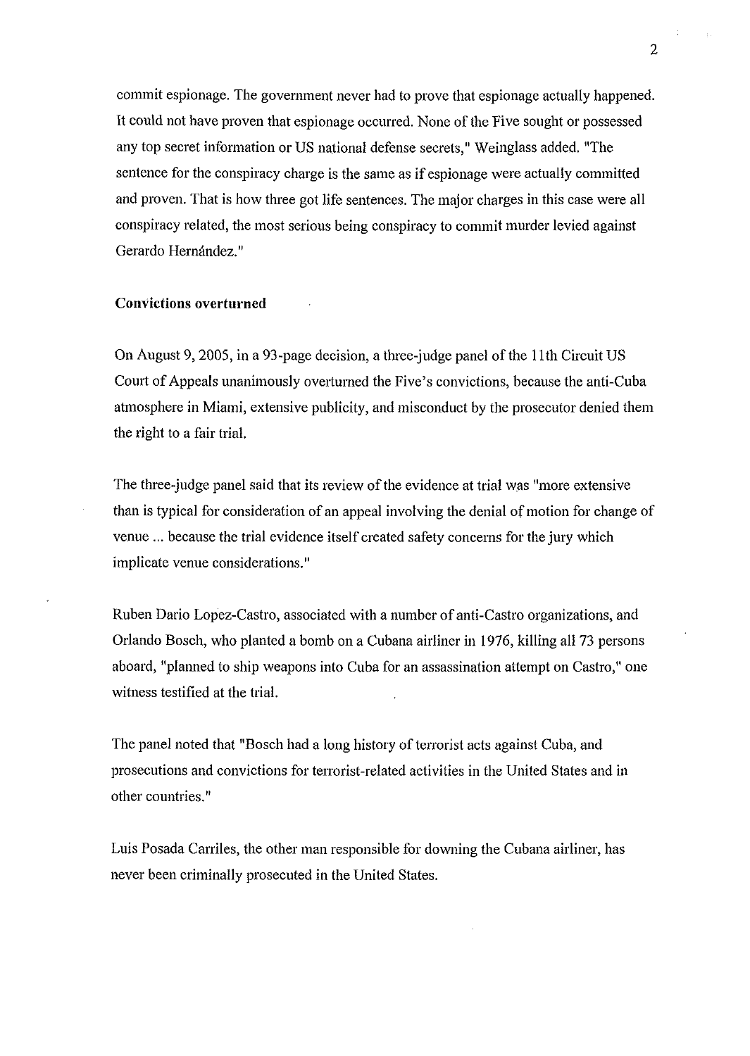commit espionage. The government never had to prove that espionage actually happened. It could not have proven that espionage occurred. None of the Five sought or possessed any top secret information or US national defense secrets," Weinglass added. "The sentence for the conspiracy charge is the same as if espionage were actually committed and proven. That is how three got life sentences. The major charges in this case were all conspiracy related, the most serious being conspiracy to commit murder levied against Gerardo Hernández."

**Convictions overturned**

On August 9, 2005, in a 93-page decision, a three-judge panel of the 11th Circuit US Court of Appeals unanimously overturned the Five's convictions, because the anti-Cuba atmosphere in Miami, extensive publicity, and misconduct by the prosecutor denied them the right to a fair trial.

The three-judge panel said that its review of the evidence at trial was "more extensive than is typical for consideration of an appeal involving the denial of motion for change of venue ... because the trial evidence itself created safety concerns for the jury which implicate venue considerations."

Ruben Dario Lopez-Castro, associated with a number of anti-Castro organizations, and Orlando Bosch, who planted a bomb on a Cubana airliner in 1976, killing all 73 persons aboard, "planned to ship weapons into Cuba for an assassination attempt on Castro," one witness testified at the trial.

The panel noted that "Bosch had a long history of terrorist acts against Cuba, and prosecutions and convictions for terrorist-related activities in the United States and in other countries."

Luis Posada Carriles, the other man responsible for downing the Cubana airliner, has never been criminally prosecuted in the United States.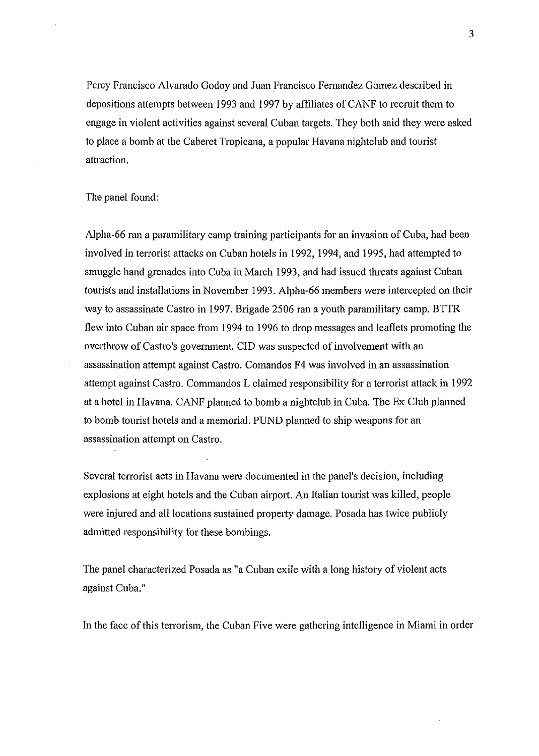Percy Francisco Alvarado Godoy and Juan Francisco Fernandez Gomez described in depositions attempts between 1993 and 1997 by affiliates of CANF to recruit them to engage in violent activities against several Cuban targets. They both said they were asked to place a bomb at the Caberet Tropicana, a popular Havana nightclub and tourist attraction.

The panel found:

Alpha-66 ran a paramilitary camp training participants for an invasion of Cuba, had been involved in terrorist attacks on Cuban hotels in 1992, 1994, and 1995, had attempted to smuggle hand grenades into Cuba in March 1993, and had issued threats against Cuban tourists and installations in November 1993. Alpha-66 members were intercepted on their way to assassinate Castro in 1997. Brigade 2506 ran a youth paramilitary camp. BTTR flew into Cuban air space from 1994 to 1996 to drop messages and leaflets promoting the overthrow of Castro's government. CID was suspected of involvement with an assassination attempt against Castro. Comandos F4 was involved in an assassination attempt against Castro. Commandos L claimed responsibility for a terrorist attack in 1992 at a hotel in Havana. CANF planned to bomb a nightclub in Cuba. The Ex Club planned to bomb tourist hotels and a memorial. PUND planned to ship weapons for an assassination attempt on Castro.

Several terrorist acts in Havana were documented in the panel's decision, including explosions at eight hotels and the Cuban airport. An Italian tourist was killed, people were injured and all locations sustained property damage. Posada has twice publicly admitted responsibility for these bombings.

The panel characterized Posada as "a Cuban exile with a long history of violent acts against Cuba."

In the face of this terrorism, the Cuban Five were gathering intelligence in Miami in order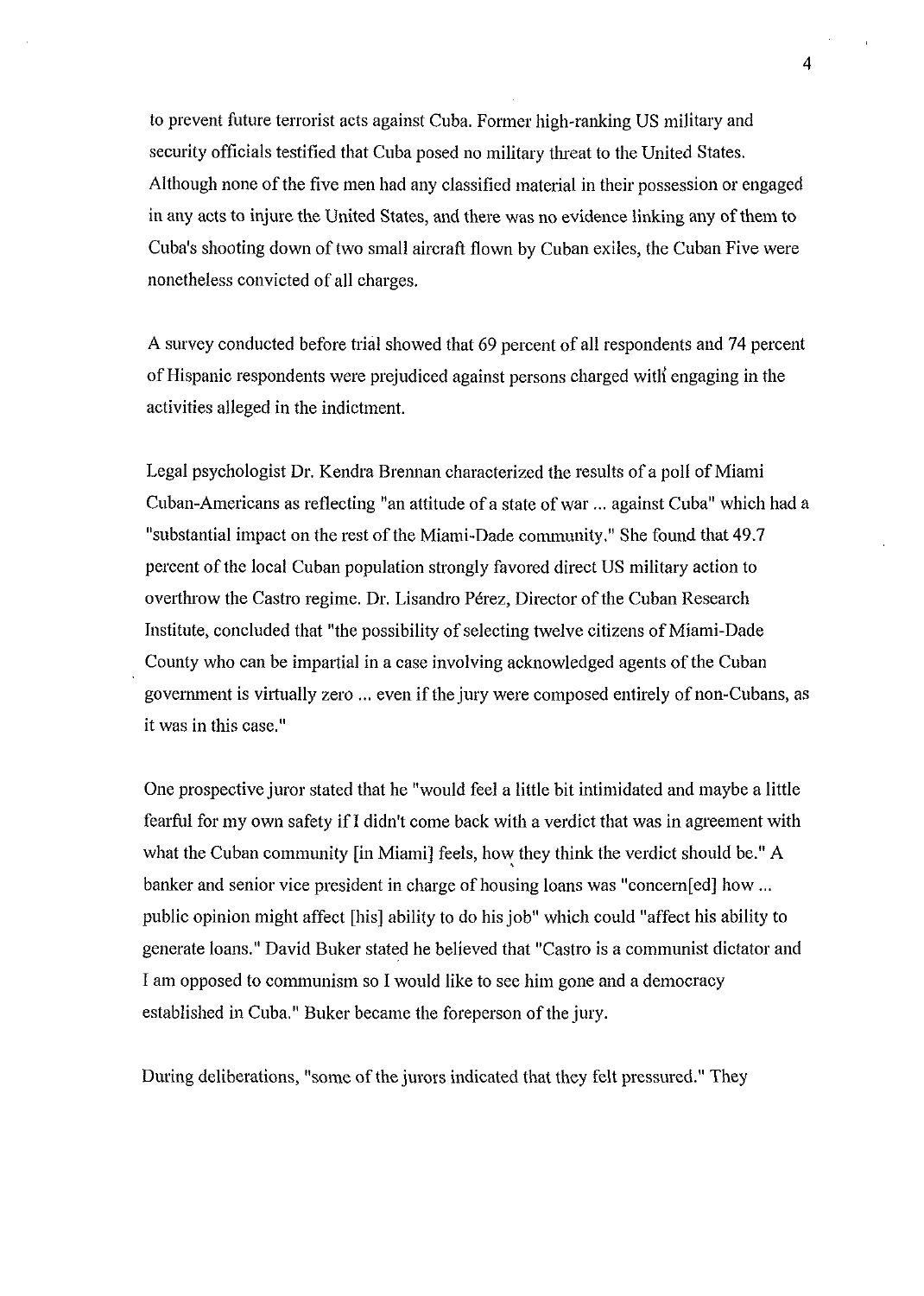to prevent future terrorist acts against Cuba. Former high-ranking US military and security officials testified that Cuba posed no military threat to the United States. Although none of the five men had any classified material in their possession or engaged in any acts to injure the United States, and there was no evidence linking any of them to Cuba's shooting down of two small aircraft flown by Cuban exiles, the Cuban Five were nonetheless convicted of all charges.

A survey conducted before trial showed that 69 percent of all respondents and 74 percent of Hispanic respondents were prejudiced against persons charged with engaging in the activities alleged in the indictment.

Legal psychologist Dr. Kendra Brennan characterized the results of a poll of Miami Cuban-Americans as reflecting "an attitude of a state of war ... against Cuba" which had a "substantial impact on the rest of the Miami-Dade community." She found that 49.7 percent of the local Cuban population strongly favored direct US military action to overthrow the Castro regime. Dr. Lisandro Pérez, Director of the Cuban Research Institute, concluded that "the possibility of selecting twelve citizens of Miami-Dade County who can be impartial in a case involving acknowledged agents of the Cuban government is virtually zero ... even if the jury were composed entirely of non-Cubans, as it was in this case."

One prospective juror stated that he "would feel a little bit intimidated and maybe a little fearful for my own safety if I didn't come back with a verdict that was in agreement with what the Cuban community [in Miami] feels, how they think the verdict should be." A banker and senior vice president in charge of housing loans was "concern[ed] how ... public opinion might affect [his] ability to do his job" which could "affect his ability to generate loans." David Buker stated he believed that "Castro is a communist dictator and I am opposed to communism so I would like to see him gone and a democracy established in Cuba." Buker became the foreperson of the jury.

During deliberations, "some of the jurors indicated that they felt pressured." They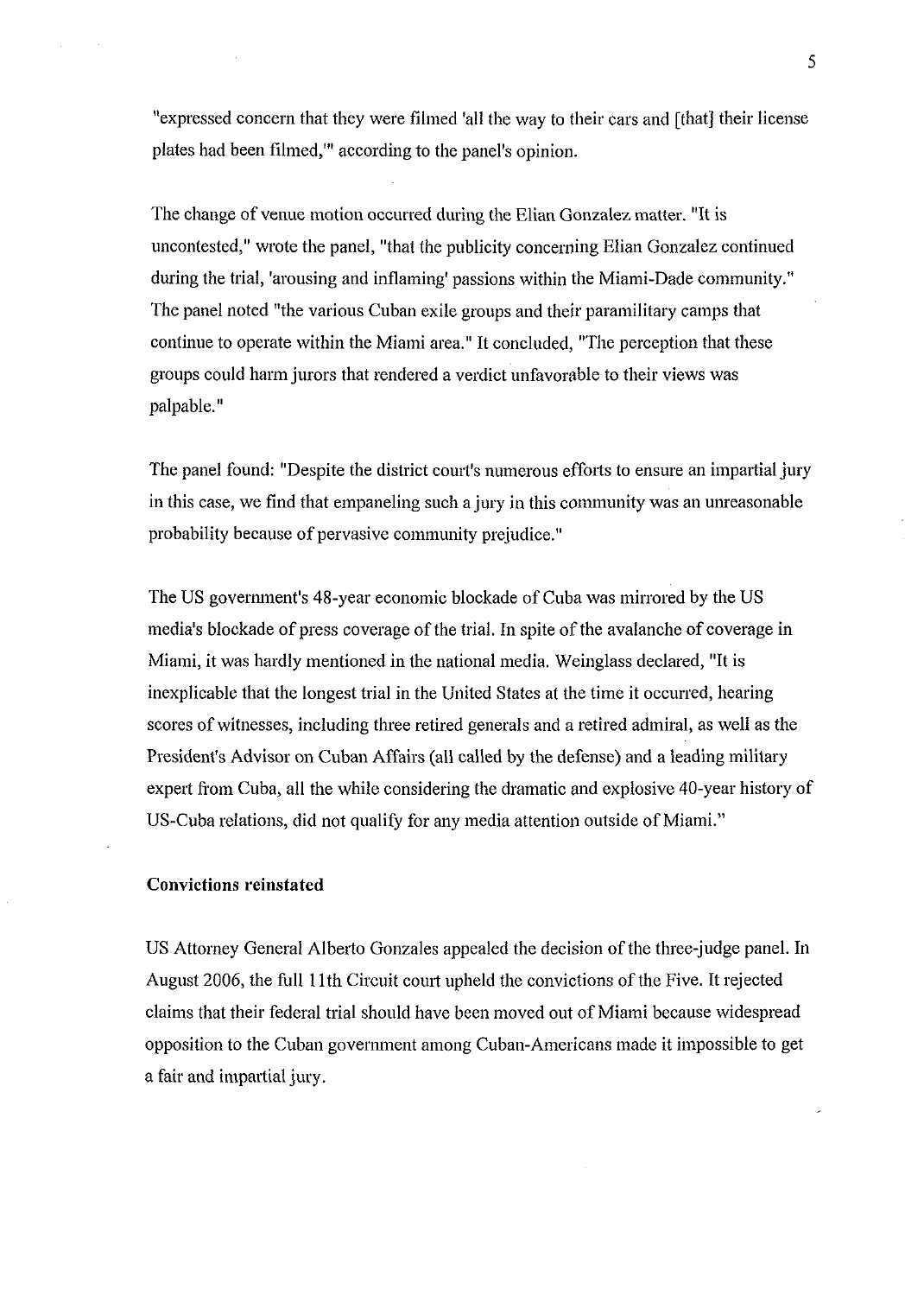"expressed concern that they were filmed 'all the way to their cars and [that] their license plates had been filmed,'" according to the panel's opinion.

The change of venue motion occurred during the Elian Gonzalez matter. "It is uncontested," wrote the panel, "that the publicity concerning Elian Gonzalez continued during the trial, 'arousing and inflaming' passions within the Miami-Dade community." The panel noted "the various Cuban exile groups and their paramilitary camps that continue to operate within the Miami area." It concluded, "The perception that these groups could harm jurors that rendered a verdict unfavorable to their views was palpable."

The panel found: "Despite the district court's numerous efforts to ensure an impartial jury in this case, we find that empaneling such a jury in this community was an unreasonable probability because of pervasive community prejudice."

The US government's 48-year economic blockade of Cuba was mirrored by the US media's blockade of press coverage of the trial. In spite of the avalanche of coverage in Miami, it was hardly mentioned in the national media. Weinglass declared, "It is inexplicable that the longest trial in the United States at the time it occurred, hearing scores of witnesses, including three retired generals and a retired admiral, as well as the President's Advisor on Cuban Affairs (all called by the defense) and a leading military expert from Cuba, all the while considering the dramatic and explosive 40-year history of US-Cuba relations, did not qualify for any media attention outside of Miami."

**Convictions reinstated**

US Attorney General Alberto Gonzales appealed the decision of the three-judge panel. In August 2006, the full 11th Circuit court upheld the convictions of the Five. It rejected claims that their federal trial should have been moved out of Miami because widespread opposition to the Cuban government among Cuban-Americans made it impossible to get a fair and impartial jury.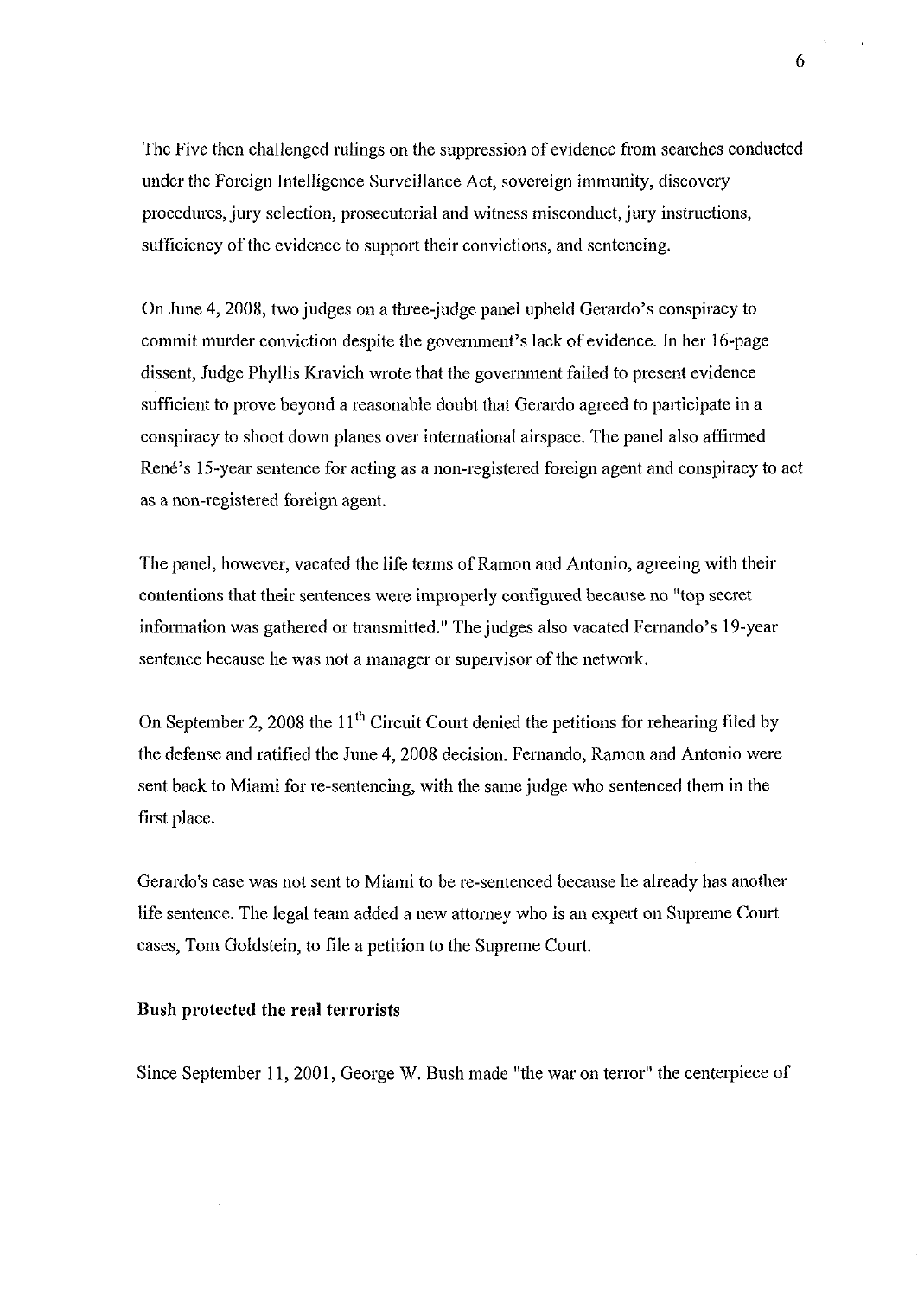The Five then challenged rulings on the suppression of evidence from searches conducted under the Foreign Intelligence Surveillance Act, sovereign immunity, discovery procedures, jury selection, prosecutorial and witness misconduct, jury instructions, sufficiency of the evidence to support their convictions, and sentencing.

On June 4, 2008, two judges on a three-judge panel upheld Gerardo's conspiracy to commit murder conviction despite the government's lack of evidence. In her 16-page dissent, Judge Phyllis Kravich wrote that the government failed to present evidence sufficient to prove beyond a reasonable doubt that Gerardo agreed to participate in a conspiracy to shoot down planes over international airspace. The panel also affirmed René's 15-year sentence for acting as a non-registered foreign agent and conspiracy to act as a non-registered foreign agent.

The panel, however, vacated the life terms of Ramon and Antonio, agreeing with their contentions that their sentences were improperly configured because no "top secret information was gathered or transmitted." The judges also vacated Fernando's 19-year sentence because he was not a manager or supervisor of the network.

On September 2, 2008 the 11th Circuit Court denied the petitions for rehearing filed by the defense and ratified the June 4, 2008 decision. Fernando, Ramon and Antonio were sent back to Miami for re-sentencing, with the same judge who sentenced them in the first place.

Gerardo's case was not sent to Miami to be re-sentenced because he already has another life sentence. The legal team added a new attorney who is an expert on Supreme Court cases, Tom Goldstein, to file a petition to the Supreme Court.

**Bush protected the real terrorists**

Since September 11, 2001, George W. Bush made "the war on terror" the centerpiece of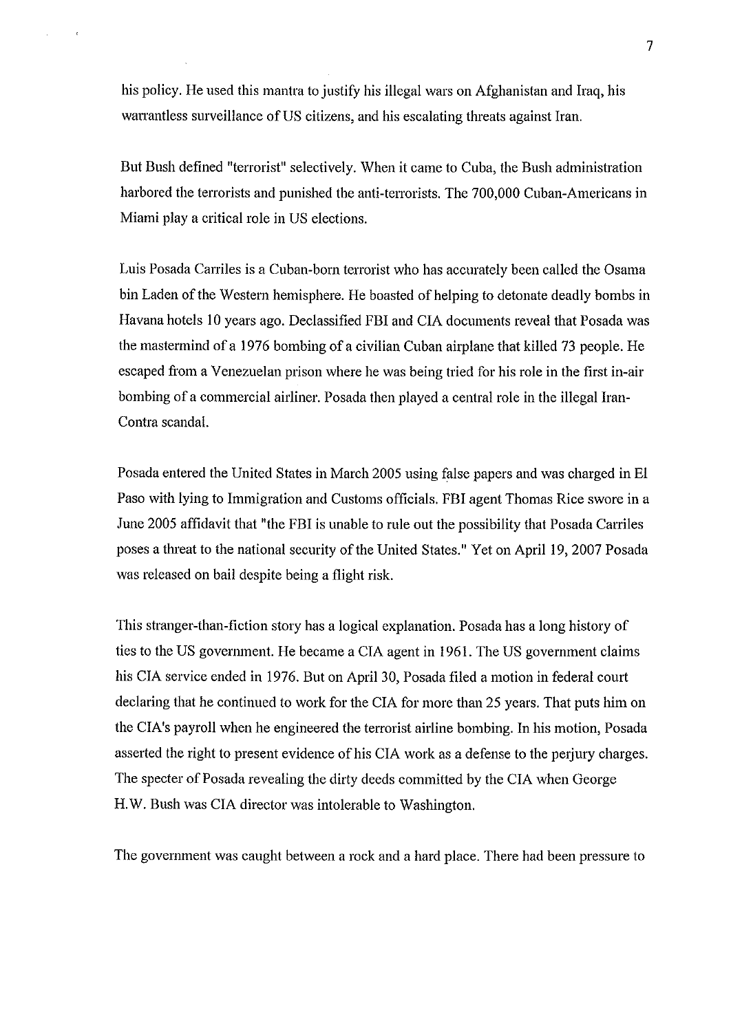his policy. He used this mantra to justify his illegal wars on Afghanistan and Iraq, his warrantless surveillance of US citizens, and his escalating threats against Iran.

But Bush defined "terrorist" selectively. When it came to Cuba, the Bush administration harbored the terrorists and punished the anti-terrorists. The 700,000 Cuban-Americans in Miami play a critical role in US elections.

Luis Posada Carriles is a Cuban-born terrorist who has accurately been called the Osama bin Laden of the Western hemisphere. He boasted of helping to detonate deadly bombs in Havana hotels 10 years ago. Declassified FBI and CIA documents reveal that Posada was the mastermind of a 1976 bombing of a civilian Cuban airplane that killed 73 people. He escaped from a Venezuelan prison where he was being tried for his role in the first in-air bombing of a commercial airliner. Posada then played a central role in the illegal Iran-Contra scandal.

Posada entered the United States in March 2005 using false papers and was charged in El Paso with lying to Immigration and Customs officials. FBI agent Thomas Rice swore in a June 2005 affidavit that "the FBI is unable to rule out the possibility that Posada Carriles poses a threat to the national security of the United States." Yet on April 19, 2007 Posada was released on bail despite being a flight risk.

This stranger-than-fiction story has a logical explanation. Posada has a long history of ties to the US government. He became a CIA agent in 1961. The US government claims his CIA service ended in 1976. But on April 30, Posada filed a motion in federal court declaring that he continued to work for the CIA for more than 25 years. That puts him on the CIA's payroll when he engineered the terrorist airline bombing. In his motion, Posada asserted the right to present evidence of his CIA work as a defense to the perjury charges. The specter of Posada revealing the dirty deeds committed by the CIA when George H.W. Bush was CIA director was intolerable to Washington.

The government was caught between a rock and a hard place. There had been pressure to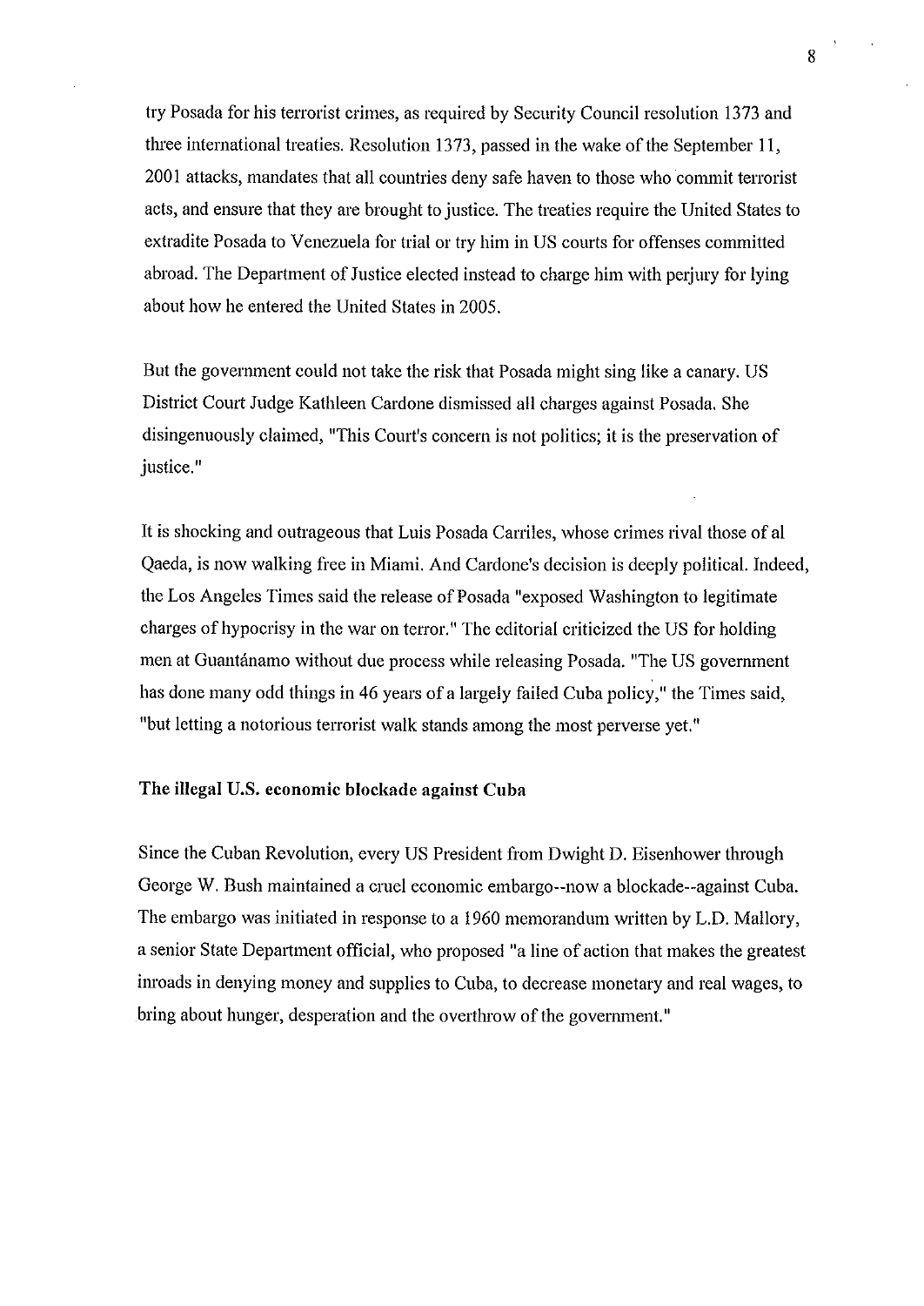try Posada for his terrorist crimes, as required by Security Council resolution 1373 and three international treaties. Resolution 1373, passed in the wake of the September 11, 2001 attacks, mandates that all countries deny safe haven to those who commit terrorist acts, and ensure that they are brought to justice. The treaties require the United States to extradite Posada to Venezuela for trial or try him in US courts for offenses committed abroad. The Department of Justice elected instead to charge him with perjury for lying about how he entered the United States in 2005.

But the government could not take the risk that Posada might sing like a canary. US District Court Judge Kathleen Cardone dismissed all charges against Posada. She disingenuously claimed, "This Court's concern is not politics; it is the preservation of justice."

It is shocking and outrageous that Luis Posada Carriles, whose crimes rival those of al Qaeda, is now walking free in Miami. And Cardone's decision is deeply political. Indeed, the Los Angeles Times said the release of Posada "exposed Washington to legitimate charges of hypocrisy in the war on terror." The editorial criticized the US for holding men at Guantánamo without due process while releasing Posada. "The US government has done many odd things in 46 years of a largely failed Cuba policy," the Times said, "but letting a notorious terrorist walk stands among the most perverse yet."

**The illegal U.S. economic blockade against Cuba**

Since the Cuban Revolution, every US President from Dwight D. Eisenhower through George W. Bush maintained a cruel economic embargo--now a blockade--against Cuba. The embargo was initiated in response to a 1960 memorandum written by L.D. Mallory, a senior State Department official, who proposed "a line of action that makes the greatest inroads in denying money and supplies to Cuba, to decrease monetary and real wages, to bring about hunger, desperation and the overthrow of the government."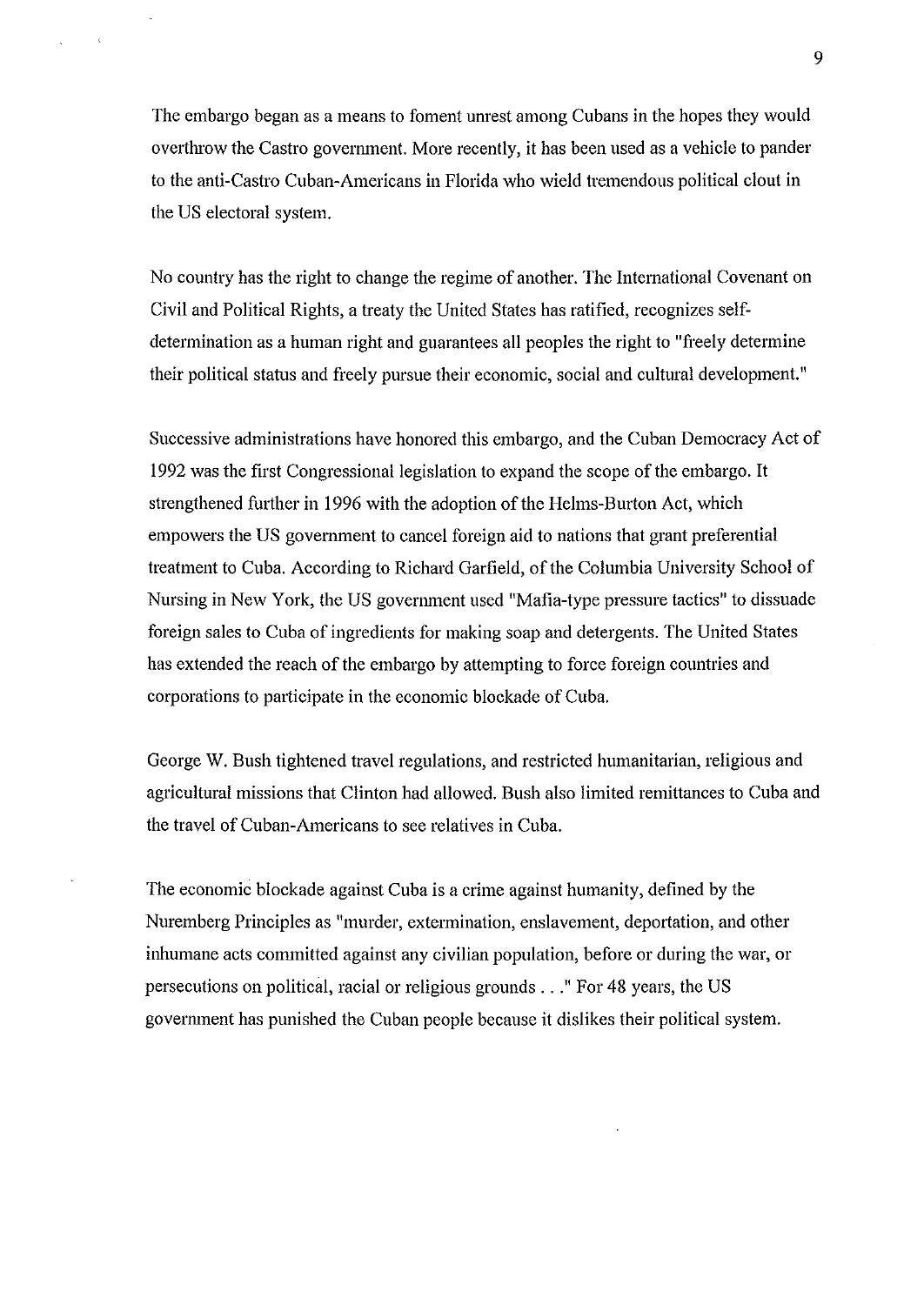The embargo began as a means to foment unrest among Cubans in the hopes they would overthrow the Castro government. More recently, it has been used as a vehicle to pander to the anti-Castro Cuban-Americans in Florida who wield tremendous political clout in the US electoral system.

No country has the right to change the regime of another. The International Covenant on Civil and Political Rights, a treaty the United States has ratified, recognizes self-determination as a human right and guarantees all peoples the right to "freely determine their political status and freely pursue their economic, social and cultural development."

Successive administrations have honored this embargo, and the Cuban Democracy Act of 1992 was the first Congressional legislation to expand the scope of the embargo. It strengthened further in 1996 with the adoption of the Helms-Burton Act, which empowers the US government to cancel foreign aid to nations that grant preferential treatment to Cuba. According to Richard Garfield, of the Columbia University School of Nursing in New York, the US government used "Mafia-type pressure tactics" to dissuade foreign sales to Cuba of ingredients for making soap and detergents. The United States has extended the reach of the embargo by attempting to force foreign countries and corporations to participate in the economic blockade of Cuba.

George W. Bush tightened travel regulations, and restricted humanitarian, religious and agricultural missions that Clinton had allowed. Bush also limited remittances to Cuba and the travel of Cuban-Americans to see relatives in Cuba.

The economic blockade against Cuba is a crime against humanity, defined by the Nuremberg Principles as "murder, extermination, enslavement, deportation, and other inhumane acts committed against any civilian population, before or during the war, or persecutions on political, racial or religious grounds . . ." For 48 years, the US government has punished the Cuban people because it dislikes their political system.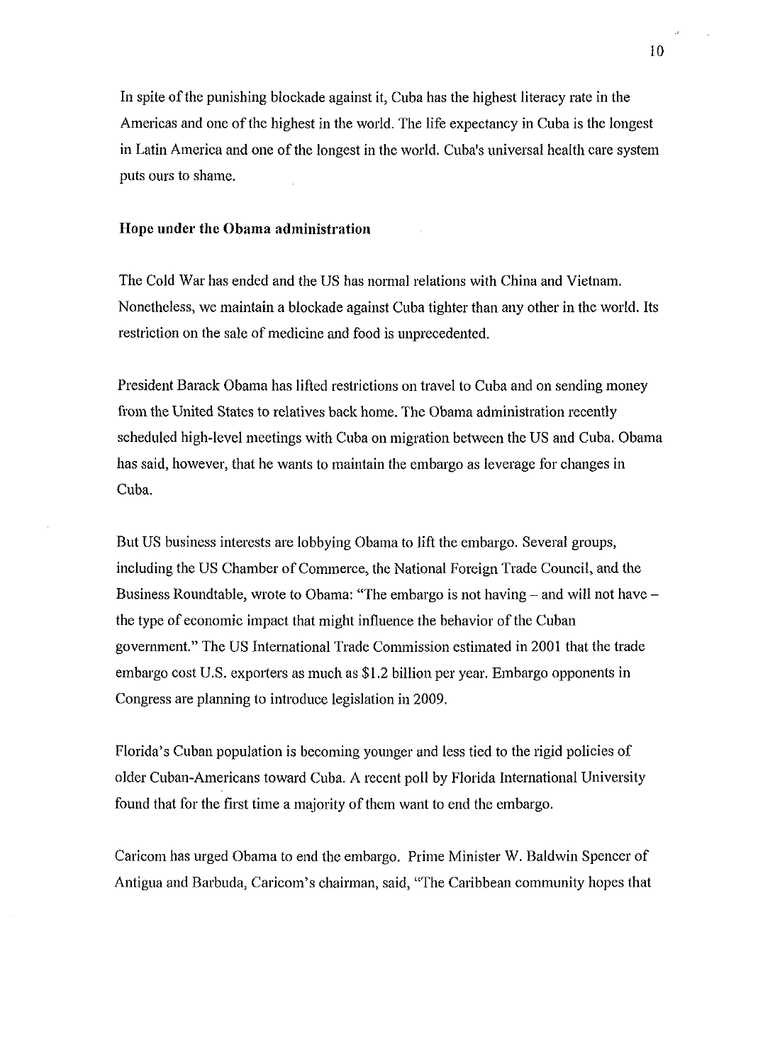In spite of the punishing blockade against it, Cuba has the highest literacy rate in the Americas and one of the highest in the world. The life expectancy in Cuba is the longest in Latin America and one of the longest in the world. Cuba's universal health care system puts ours to shame.

**Hope under the Obama administration**

The Cold War has ended and the US has normal relations with China and Vietnam. Nonetheless, we maintain a blockade against Cuba tighter than any other in the world. Its restriction on the sale of medicine and food is unprecedented.

President Barack Obama has lifted restrictions on travel to Cuba and on sending money from the United States to relatives back home. The Obama administration recently scheduled high-level meetings with Cuba on migration between the US and Cuba. Obama has said, however, that he wants to maintain the embargo as leverage for changes in Cuba.

But US business interests are lobbying Obama to lift the embargo. Several groups, including the US Chamber of Commerce, the National Foreign Trade Council, and the Business Roundtable, wrote to Obama: "The embargo is not having – and will not have – the type of economic impact that might influence the behavior of the Cuban government." The US International Trade Commission estimated in 2001 that the trade embargo cost U.S. exporters as much as $1.2 billion per year. Embargo opponents in Congress are planning to introduce legislation in 2009.

Florida's Cuban population is becoming younger and less tied to the rigid policies of older Cuban-Americans toward Cuba. A recent poll by Florida International University found that for the first time a majority of them want to end the embargo.

Caricom has urged Obama to end the embargo. Prime Minister W. Baldwin Spencer of Antigua and Barbuda, Caricom's chairman, said, "The Caribbean community hopes that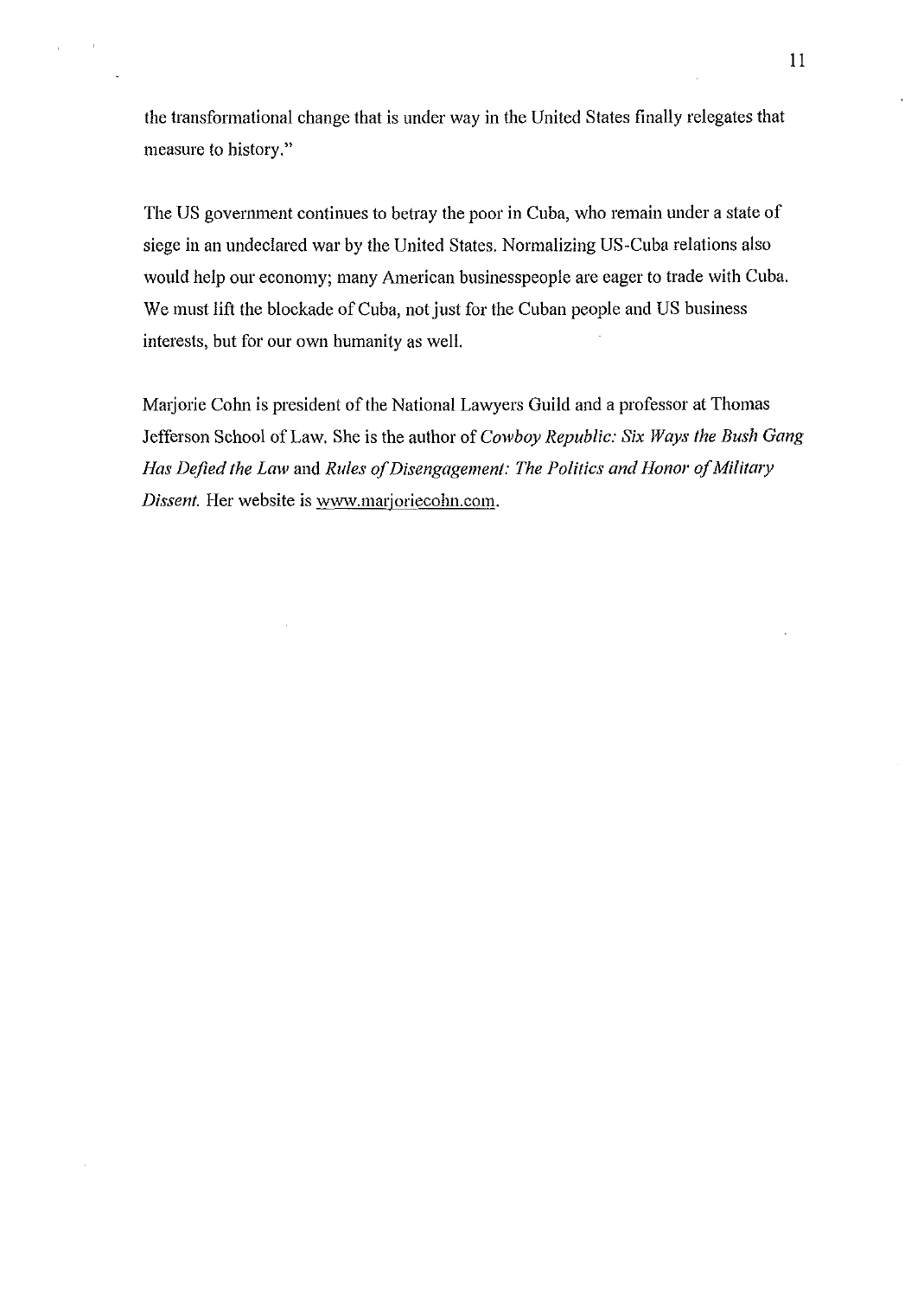the transformational change that is under way in the United States finally relegates that measure to history."

The US government continues to betray the poor in Cuba, who remain under a state of siege in an undeclared war by the United States. Normalizing US-Cuba relations also would help our economy; many American businesspeople are eager to trade with Cuba. We must lift the blockade of Cuba, not just for the Cuban people and US business interests, but for our own humanity as well.

Marjorie Cohn is president of the National Lawyers Guild and a professor at Thomas Jefferson School of Law. She is the author of *Cowboy Republic: Six Ways the Bush Gang Has Defied the Law* and *Rules of Disengagement: The Politics and Honor of Military Dissent.* Her website is www.marjoriecohn.com.